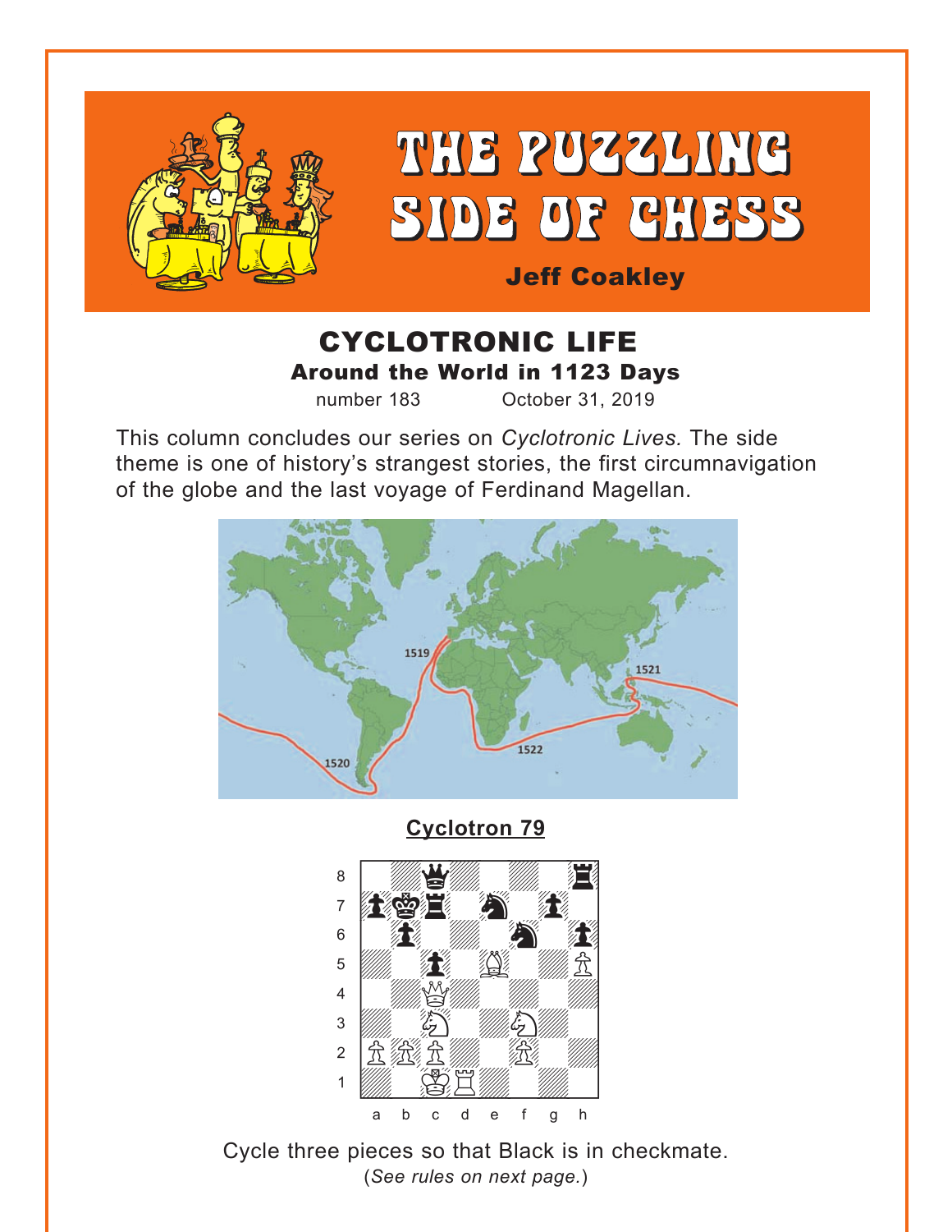# THE PUZZLING SIDE OF CHESS

**Jeff Coakley**

## CYCLOTRONIC LIFE

### Around the World in 1123 Days

number 183 October 31, 2019

This column concludes our series on *Cyclotronic Lives.* The side theme is one of history's strangest stories, the first circumnavigation of the globe and the last voyage of Ferdinand Magellan.

**Cyclotron 79**

Cycle three pieces so that Black is in checkmate.
(*See rules on next page.*)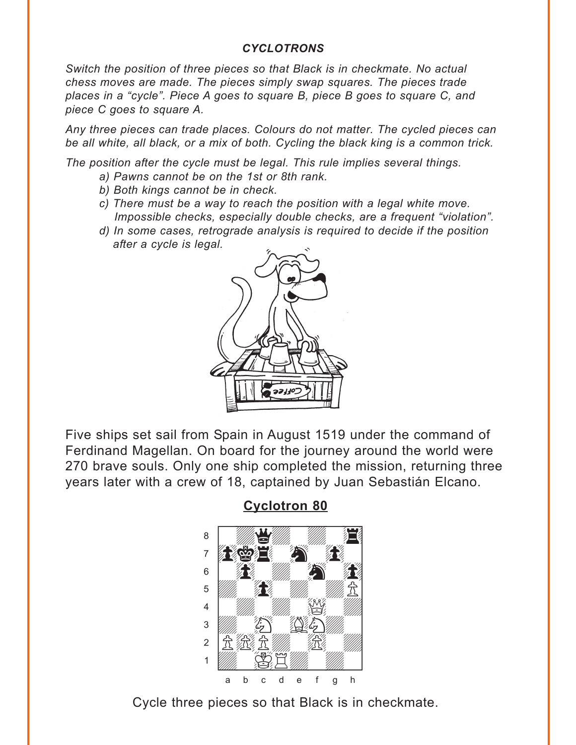### *CYCLOTRONS*

*Switch the position of three pieces so that Black is in checkmate. No actual chess moves are made. The pieces simply swap squares. The pieces trade places in a "cycle". Piece A goes to square B, piece B goes to square C, and piece C goes to square A.*

*Any three pieces can trade places. Colours do not matter. The cycled pieces can be all white, all black, or a mix of both. Cycling the black king is a common trick.*

*The position after the cycle must be legal. This rule implies several things.*

- *a) Pawns cannot be on the 1st or 8th rank.*
- *b) Both kings cannot be in check.*
- *c) There must be a way to reach the position with a legal white move. Impossible checks, especially double checks, are a frequent "violation".*
- *d) In some cases, retrograde analysis is required to decide if the position after a cycle is legal.*

Five ships set sail from Spain in August 1519 under the command of Ferdinand Magellan. On board for the journey around the world were 270 brave souls. Only one ship completed the mission, returning three years later with a crew of 18, captained by Juan Sebastián Elcano.

## Cyclotron 80

Cycle three pieces so that Black is in checkmate.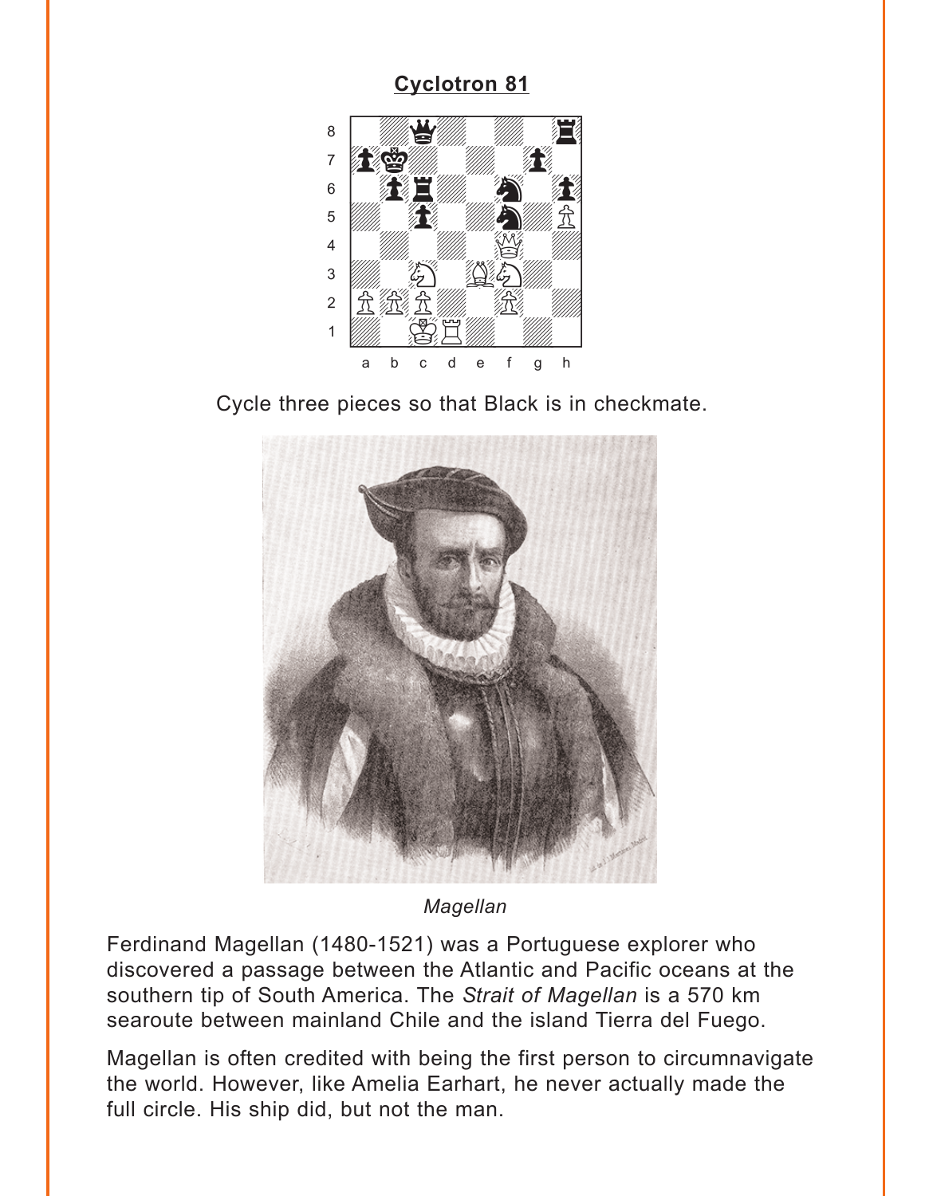## Cyclotron 81

Cycle three pieces so that Black is in checkmate.

*Magellan*

Ferdinand Magellan (1480-1521) was a Portuguese explorer who discovered a passage between the Atlantic and Pacific oceans at the southern tip of South America. The *Strait of Magellan* is a 570 km searoute between mainland Chile and the island Tierra del Fuego.

Magellan is often credited with being the first person to circumnavigate the world. However, like Amelia Earhart, he never actually made the full circle. His ship did, but not the man.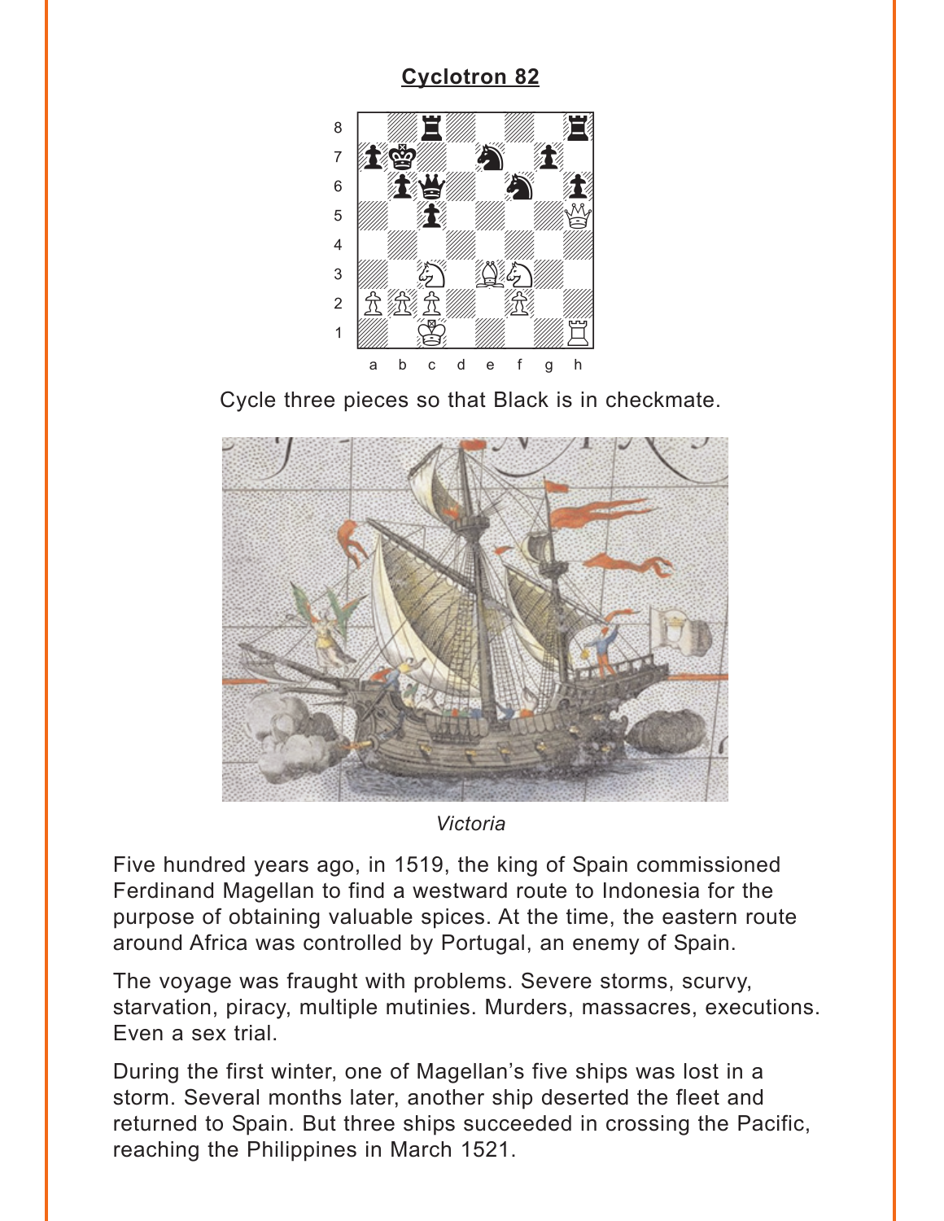## Cyclotron 82

Cycle three pieces so that Black is in checkmate.

*Victoria*

Five hundred years ago, in 1519, the king of Spain commissioned Ferdinand Magellan to find a westward route to Indonesia for the purpose of obtaining valuable spices. At the time, the eastern route around Africa was controlled by Portugal, an enemy of Spain.

The voyage was fraught with problems. Severe storms, scurvy, starvation, piracy, multiple mutinies. Murders, massacres, executions. Even a sex trial.

During the first winter, one of Magellan's five ships was lost in a storm. Several months later, another ship deserted the fleet and returned to Spain. But three ships succeeded in crossing the Pacific, reaching the Philippines in March 1521.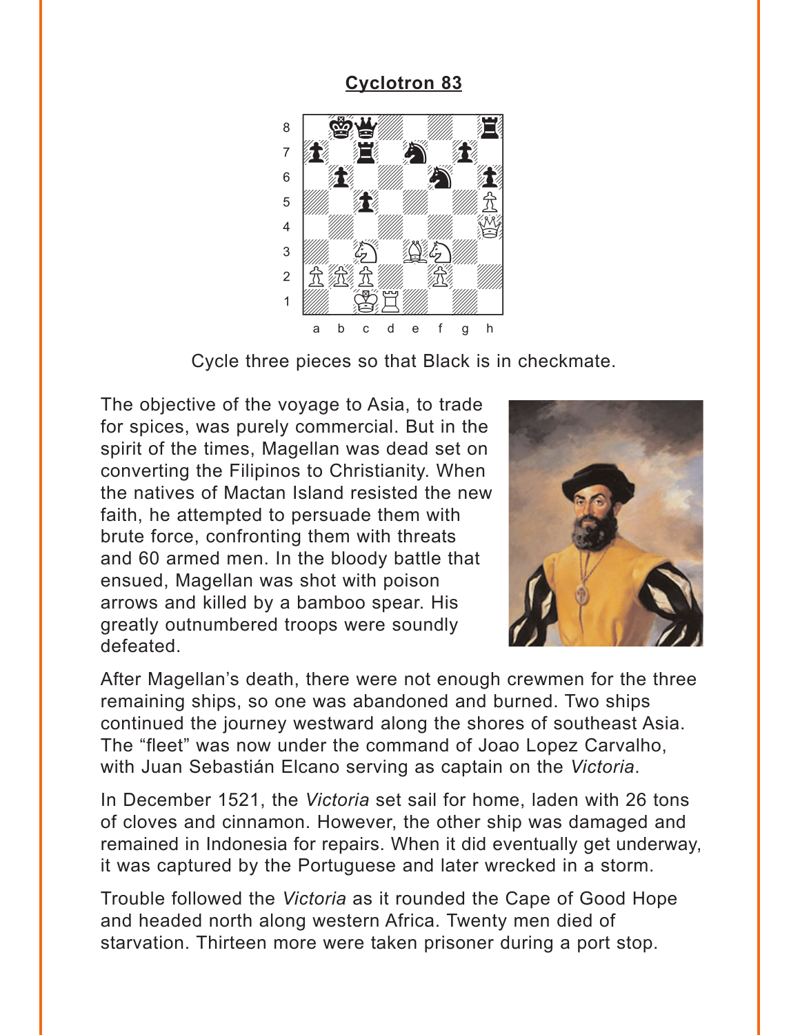## Cyclotron 83

Cycle three pieces so that Black is in checkmate.

The objective of the voyage to Asia, to trade for spices, was purely commercial. But in the spirit of the times, Magellan was dead set on converting the Filipinos to Christianity. When the natives of Mactan Island resisted the new faith, he attempted to persuade them with brute force, confronting them with threats and 60 armed men. In the bloody battle that ensued, Magellan was shot with poison arrows and killed by a bamboo spear. His greatly outnumbered troops were soundly defeated.

After Magellan's death, there were not enough crewmen for the three remaining ships, so one was abandoned and burned. Two ships continued the journey westward along the shores of southeast Asia. The "fleet" was now under the command of Joao Lopez Carvalho, with Juan Sebastián Elcano serving as captain on the *Victoria*.

In December 1521, the *Victoria* set sail for home, laden with 26 tons of cloves and cinnamon. However, the other ship was damaged and remained in Indonesia for repairs. When it did eventually get underway, it was captured by the Portuguese and later wrecked in a storm.

Trouble followed the *Victoria* as it rounded the Cape of Good Hope and headed north along western Africa. Twenty men died of starvation. Thirteen more were taken prisoner during a port stop.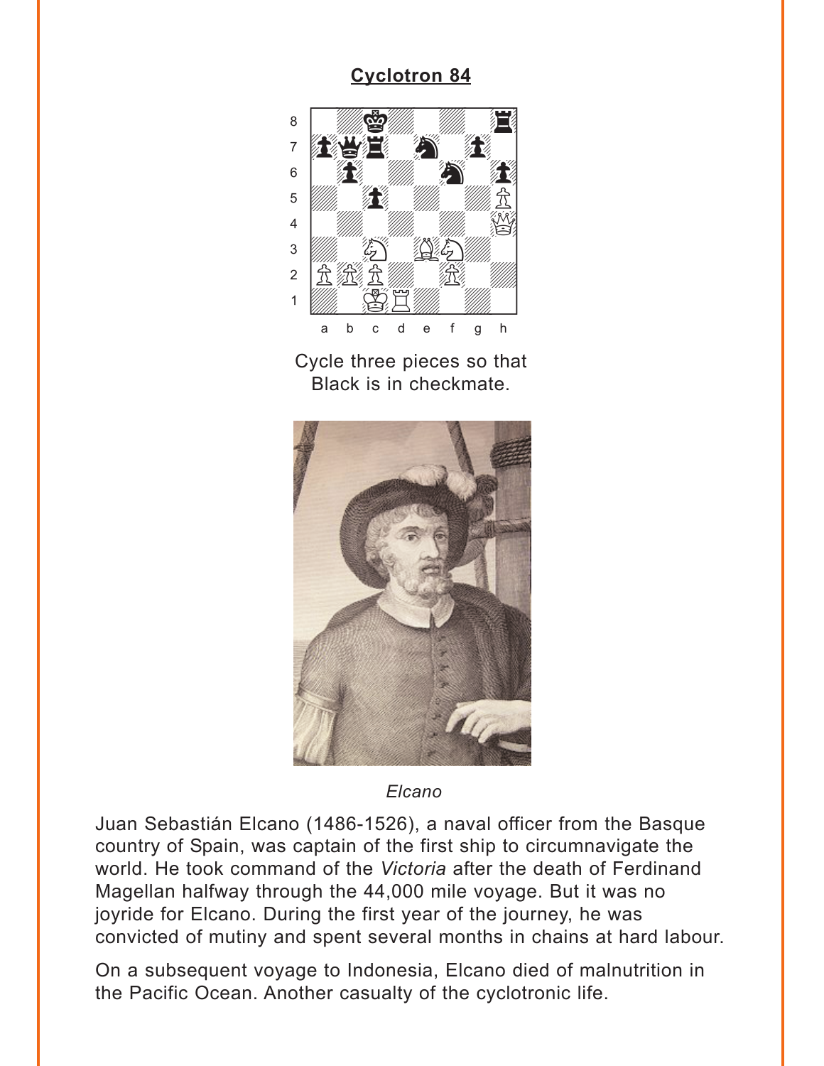## Cyclotron 84

Cycle three pieces so that Black is in checkmate.

*Elcano*

Juan Sebastián Elcano (1486-1526), a naval officer from the Basque country of Spain, was captain of the first ship to circumnavigate the world. He took command of the *Victoria* after the death of Ferdinand Magellan halfway through the 44,000 mile voyage. But it was no joyride for Elcano. During the first year of the journey, he was convicted of mutiny and spent several months in chains at hard labour.

On a subsequent voyage to Indonesia, Elcano died of malnutrition in the Pacific Ocean. Another casualty of the cyclotronic life.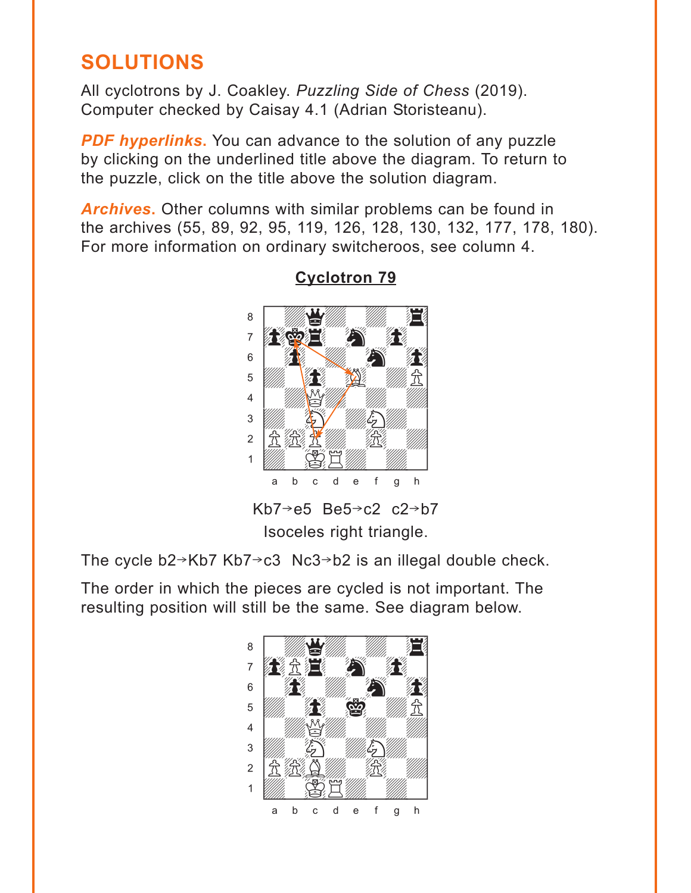# SOLUTIONS

All cyclotrons by J. Coakley. *Puzzling Side of Chess* (2019). Computer checked by Caisay 4.1 (Adrian Storisteanu).

***PDF hyperlinks.*** You can advance to the solution of any puzzle by clicking on the underlined title above the diagram. To return to the puzzle, click on the title above the solution diagram.

***Archives.*** Other columns with similar problems can be found in the archives (55, 89, 92, 95, 119, 126, 128, 130, 132, 177, 178, 180). For more information on ordinary switcheroos, see column 4.

## Cyclotron 79

Kb7→e5 Be5→c2 c2→b7

Isoceles right triangle.

The cycle b2→Kb7 Kb7→c3 Nc3→b2 is an illegal double check.

The order in which the pieces are cycled is not important. The resulting position will still be the same. See diagram below.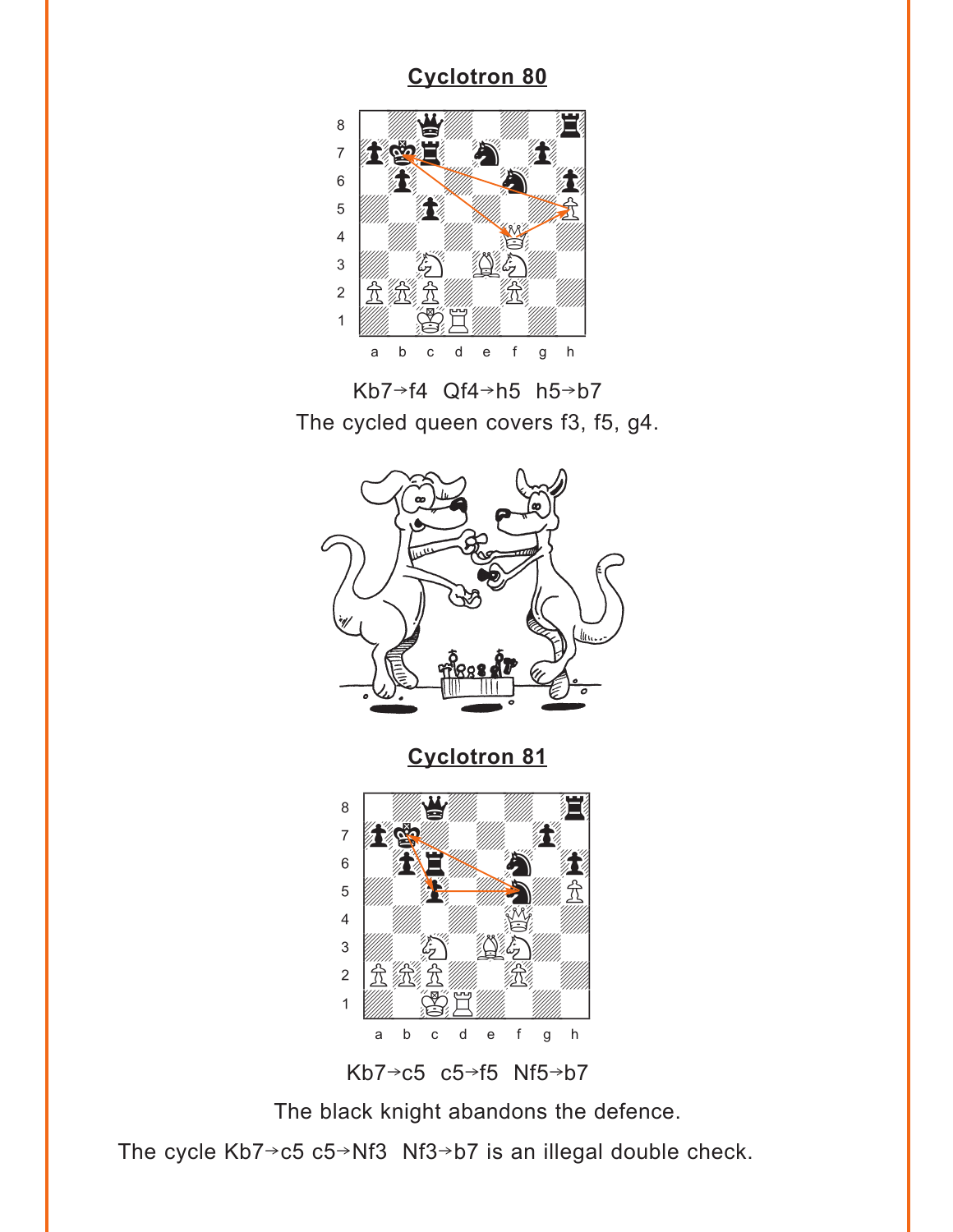## Cyclotron 80

Kb7→f4 Qf4→h5 h5→b7

The cycled queen covers f3, f5, g4.

## Cyclotron 81

Kb7→c5 c5→f5 Nf5→b7

The black knight abandons the defence.

The cycle Kb7→c5 c5→Nf3 Nf3→b7 is an illegal double check.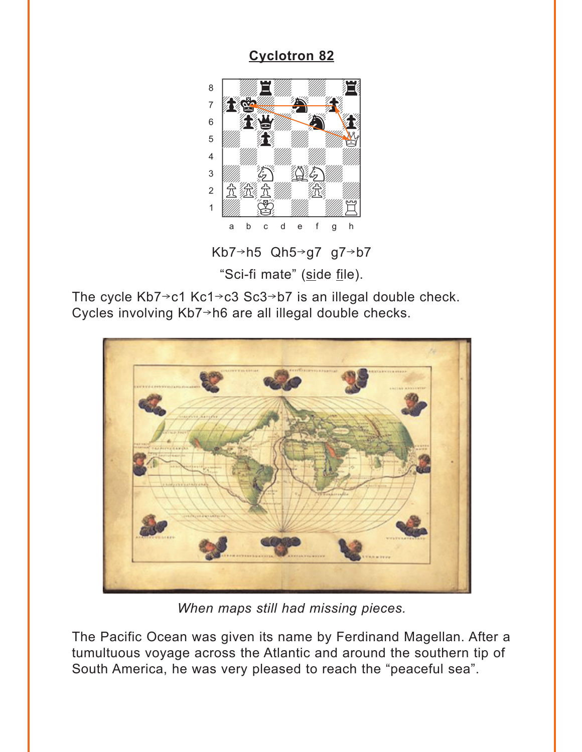## Cyclotron 82

Kb7→h5  Qh5→g7  g7→b7

"Sci-fi mate" (side file).

The cycle Kb7→c1 Kc1→c3 Sc3→b7 is an illegal double check. Cycles involving Kb7→h6 are all illegal double checks.

*When maps still had missing pieces.*

The Pacific Ocean was given its name by Ferdinand Magellan. After a tumultuous voyage across the Atlantic and around the southern tip of South America, he was very pleased to reach the "peaceful sea".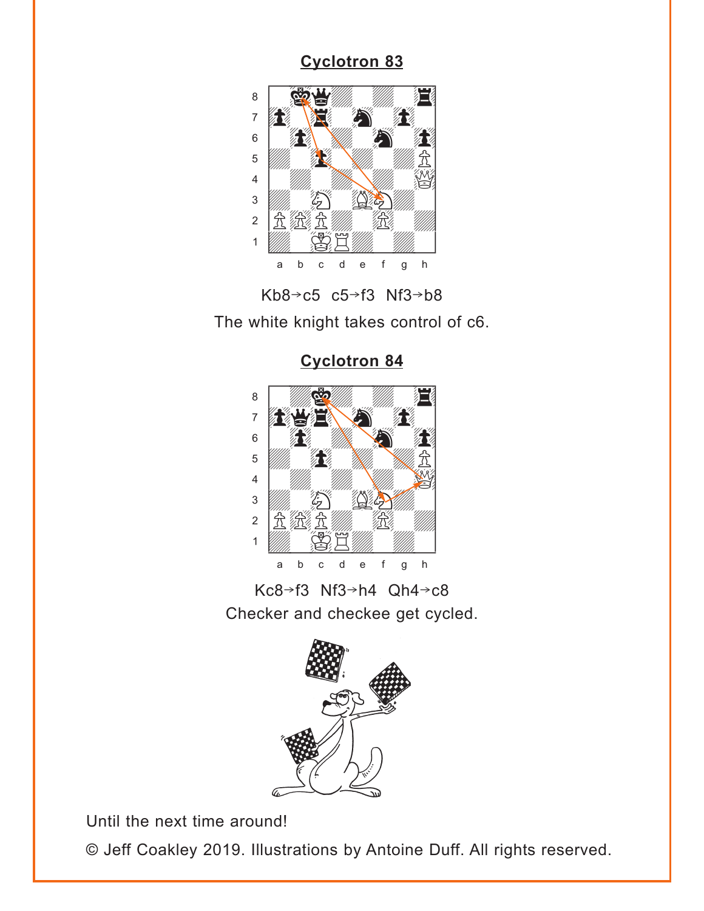## Cyclotron 83

Kb8→c5  c5→f3  Nf3→b8

The white knight takes control of c6.

## Cyclotron 84

Kc8→f3  Nf3→h4  Qh4→c8

Checker and checkee get cycled.

Until the next time around!

© Jeff Coakley 2019. Illustrations by Antoine Duff. All rights reserved.